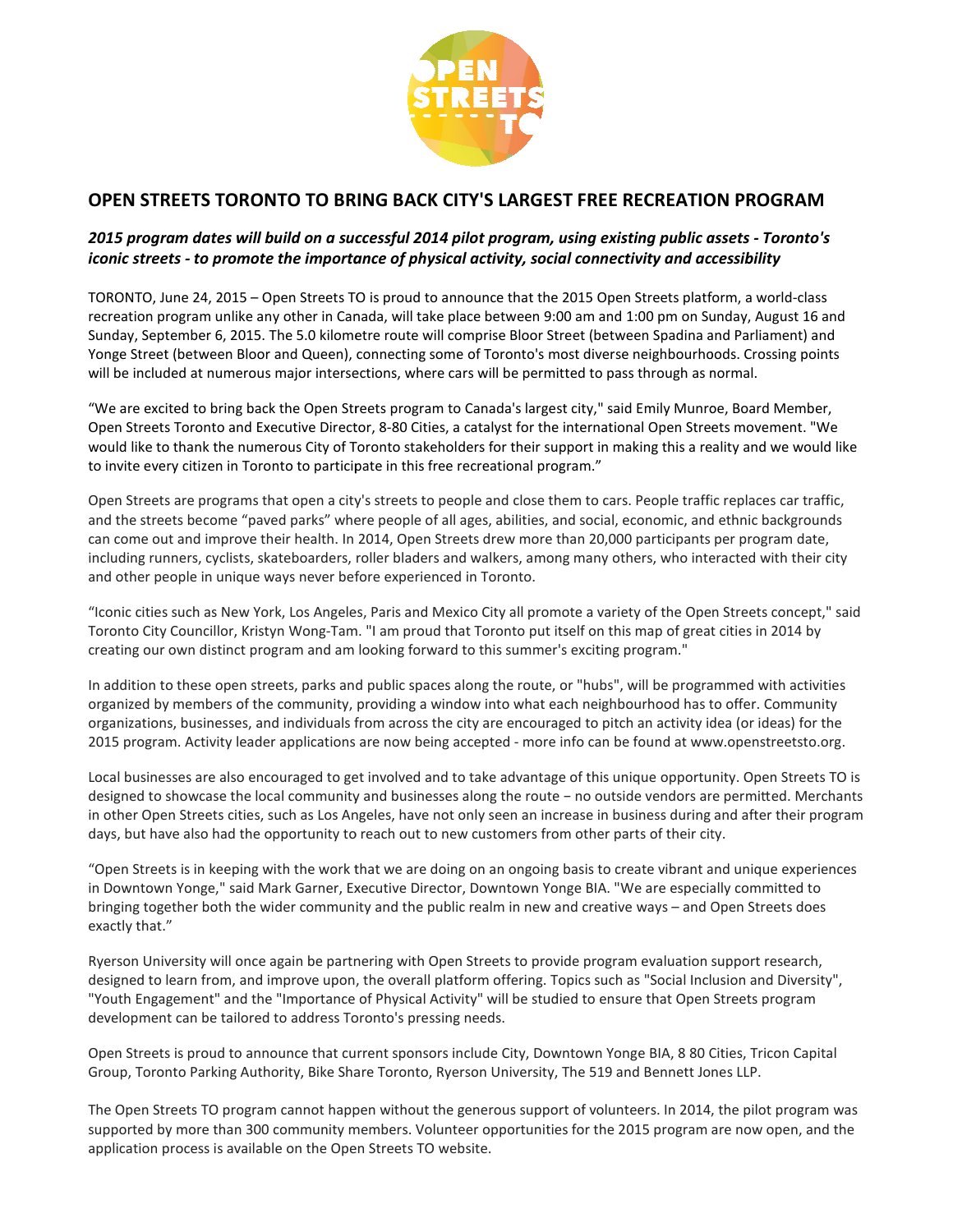# OPEN STREETS TORONTO TO BRING BACK CITY'S LARGEST FREE RECREATION PROGRAM

***2015 program dates will build on a successful 2014 pilot program, using existing public assets - Toronto's iconic streets - to promote the importance of physical activity, social connectivity and accessibility***

TORONTO, June 24, 2015 – Open Streets TO is proud to announce that the 2015 Open Streets platform, a world-class recreation program unlike any other in Canada, will take place between 9:00 am and 1:00 pm on Sunday, August 16 and Sunday, September 6, 2015. The 5.0 kilometre route will comprise Bloor Street (between Spadina and Parliament) and Yonge Street (between Bloor and Queen), connecting some of Toronto's most diverse neighbourhoods. Crossing points will be included at numerous major intersections, where cars will be permitted to pass through as normal.

"We are excited to bring back the Open Streets program to Canada's largest city," said Emily Munroe, Board Member, Open Streets Toronto and Executive Director, 8-80 Cities, a catalyst for the international Open Streets movement. "We would like to thank the numerous City of Toronto stakeholders for their support in making this a reality and we would like to invite every citizen in Toronto to participate in this free recreational program."

Open Streets are programs that open a city's streets to people and close them to cars. People traffic replaces car traffic, and the streets become "paved parks" where people of all ages, abilities, and social, economic, and ethnic backgrounds can come out and improve their health. In 2014, Open Streets drew more than 20,000 participants per program date, including runners, cyclists, skateboarders, roller bladers and walkers, among many others, who interacted with their city and other people in unique ways never before experienced in Toronto.

"Iconic cities such as New York, Los Angeles, Paris and Mexico City all promote a variety of the Open Streets concept," said Toronto City Councillor, Kristyn Wong-Tam. "I am proud that Toronto put itself on this map of great cities in 2014 by creating our own distinct program and am looking forward to this summer's exciting program."

In addition to these open streets, parks and public spaces along the route, or "hubs", will be programmed with activities organized by members of the community, providing a window into what each neighbourhood has to offer. Community organizations, businesses, and individuals from across the city are encouraged to pitch an activity idea (or ideas) for the 2015 program. Activity leader applications are now being accepted - more info can be found at www.openstreetsto.org.

Local businesses are also encouraged to get involved and to take advantage of this unique opportunity. Open Streets TO is designed to showcase the local community and businesses along the route – no outside vendors are permitted. Merchants in other Open Streets cities, such as Los Angeles, have not only seen an increase in business during and after their program days, but have also had the opportunity to reach out to new customers from other parts of their city.

"Open Streets is in keeping with the work that we are doing on an ongoing basis to create vibrant and unique experiences in Downtown Yonge," said Mark Garner, Executive Director, Downtown Yonge BIA. "We are especially committed to bringing together both the wider community and the public realm in new and creative ways – and Open Streets does exactly that."

Ryerson University will once again be partnering with Open Streets to provide program evaluation support research, designed to learn from, and improve upon, the overall platform offering. Topics such as "Social Inclusion and Diversity", "Youth Engagement" and the "Importance of Physical Activity" will be studied to ensure that Open Streets program development can be tailored to address Toronto's pressing needs.

Open Streets is proud to announce that current sponsors include City, Downtown Yonge BIA, 8 80 Cities, Tricon Capital Group, Toronto Parking Authority, Bike Share Toronto, Ryerson University, The 519 and Bennett Jones LLP.

The Open Streets TO program cannot happen without the generous support of volunteers. In 2014, the pilot program was supported by more than 300 community members. Volunteer opportunities for the 2015 program are now open, and the application process is available on the Open Streets TO website.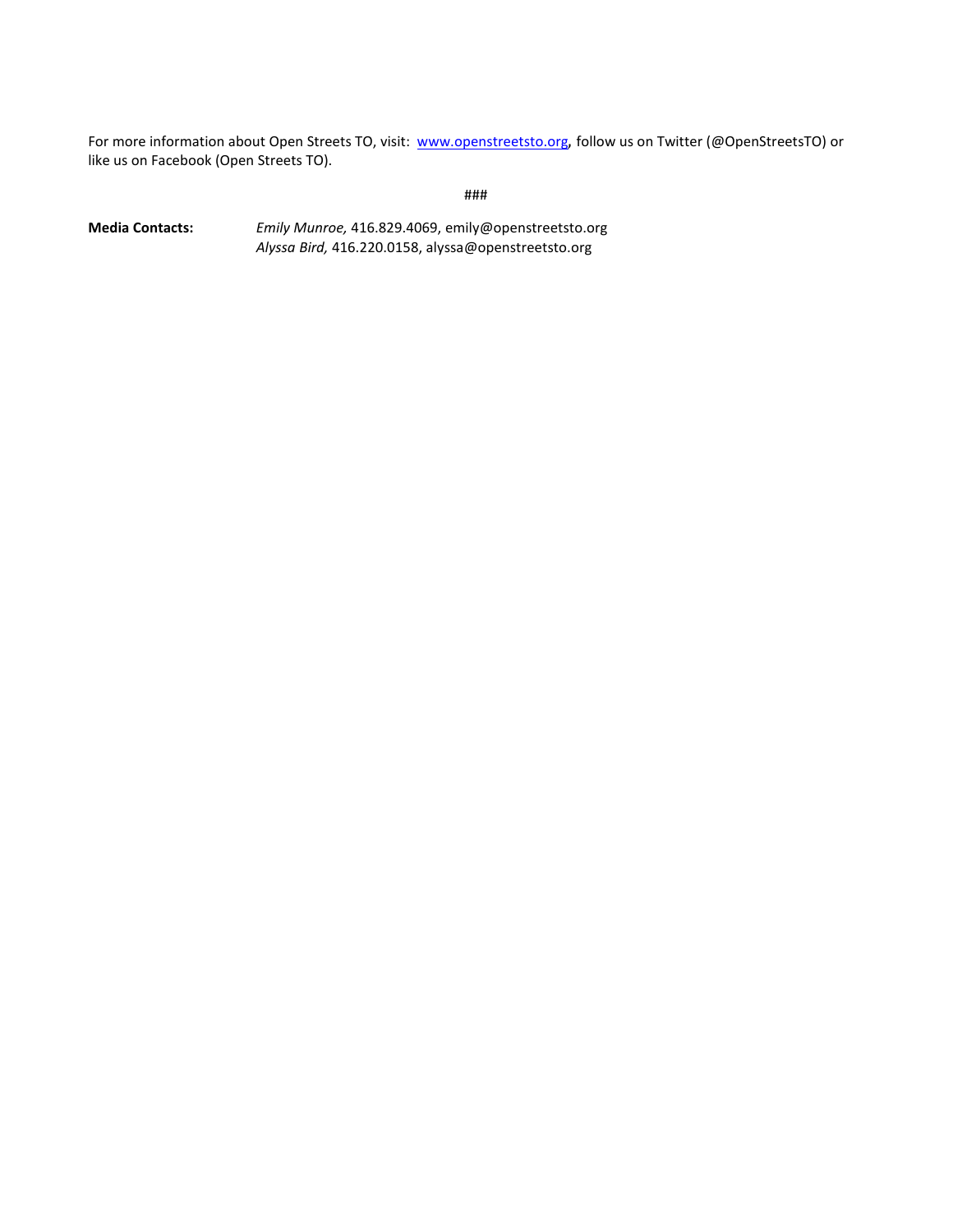For more information about Open Streets TO, visit: [www.openstreetsto.org](http://www.openstreetsto.org), follow us on Twitter (@OpenStreetsTO) or like us on Facebook (Open Streets TO).

###

**Media Contacts:** *Emily Munroe,* 416.829.4069, emily@openstreetsto.org
*Alyssa Bird,* 416.220.0158, alyssa@openstreetsto.org